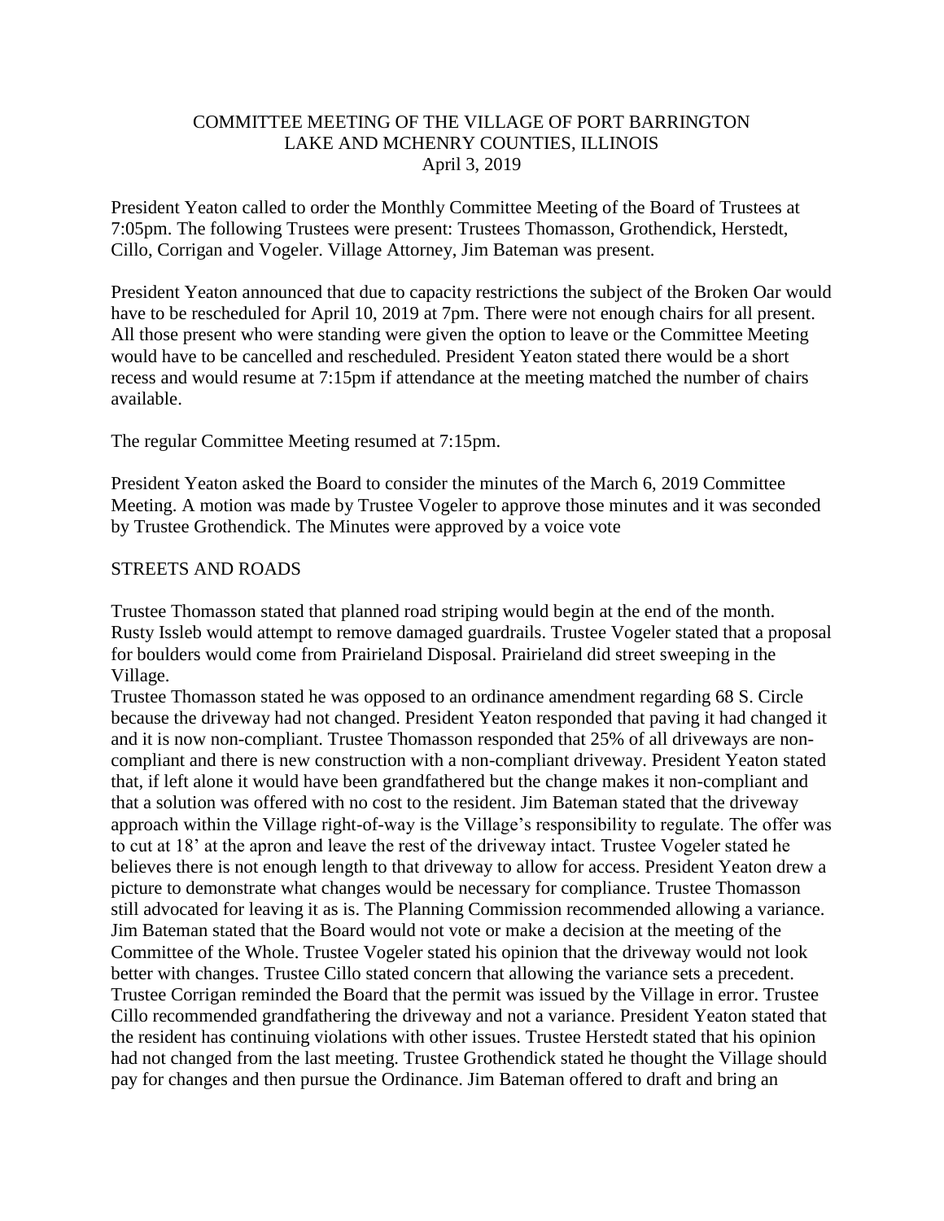# COMMITTEE MEETING OF THE VILLAGE OF PORT BARRINGTON
## LAKE AND MCHENRY COUNTIES, ILLINOIS
### April 3, 2019

President Yeaton called to order the Monthly Committee Meeting of the Board of Trustees at 7:05pm. The following Trustees were present: Trustees Thomasson, Grothendick, Herstedt, Cillo, Corrigan and Vogeler. Village Attorney, Jim Bateman was present.

President Yeaton announced that due to capacity restrictions the subject of the Broken Oar would have to be rescheduled for April 10, 2019 at 7pm. There were not enough chairs for all present. All those present who were standing were given the option to leave or the Committee Meeting would have to be cancelled and rescheduled. President Yeaton stated there would be a short recess and would resume at 7:15pm if attendance at the meeting matched the number of chairs available.

The regular Committee Meeting resumed at 7:15pm.

President Yeaton asked the Board to consider the minutes of the March 6, 2019 Committee Meeting. A motion was made by Trustee Vogeler to approve those minutes and it was seconded by Trustee Grothendick. The Minutes were approved by a voice vote

## STREETS AND ROADS

Trustee Thomasson stated that planned road striping would begin at the end of the month. Rusty Issleb would attempt to remove damaged guardrails. Trustee Vogeler stated that a proposal for boulders would come from Prairieland Disposal. Prairieland did street sweeping in the Village.

Trustee Thomasson stated he was opposed to an ordinance amendment regarding 68 S. Circle because the driveway had not changed. President Yeaton responded that paving it had changed it and it is now non-compliant. Trustee Thomasson responded that 25% of all driveways are non-compliant and there is new construction with a non-compliant driveway. President Yeaton stated that, if left alone it would have been grandfathered but the change makes it non-compliant and that a solution was offered with no cost to the resident. Jim Bateman stated that the driveway approach within the Village right-of-way is the Village's responsibility to regulate. The offer was to cut at 18' at the apron and leave the rest of the driveway intact. Trustee Vogeler stated he believes there is not enough length to that driveway to allow for access. President Yeaton drew a picture to demonstrate what changes would be necessary for compliance. Trustee Thomasson still advocated for leaving it as is. The Planning Commission recommended allowing a variance. Jim Bateman stated that the Board would not vote or make a decision at the meeting of the Committee of the Whole. Trustee Vogeler stated his opinion that the driveway would not look better with changes. Trustee Cillo stated concern that allowing the variance sets a precedent. Trustee Corrigan reminded the Board that the permit was issued by the Village in error. Trustee Cillo recommended grandfathering the driveway and not a variance. President Yeaton stated that the resident has continuing violations with other issues. Trustee Herstedt stated that his opinion had not changed from the last meeting. Trustee Grothendick stated he thought the Village should pay for changes and then pursue the Ordinance. Jim Bateman offered to draft and bring an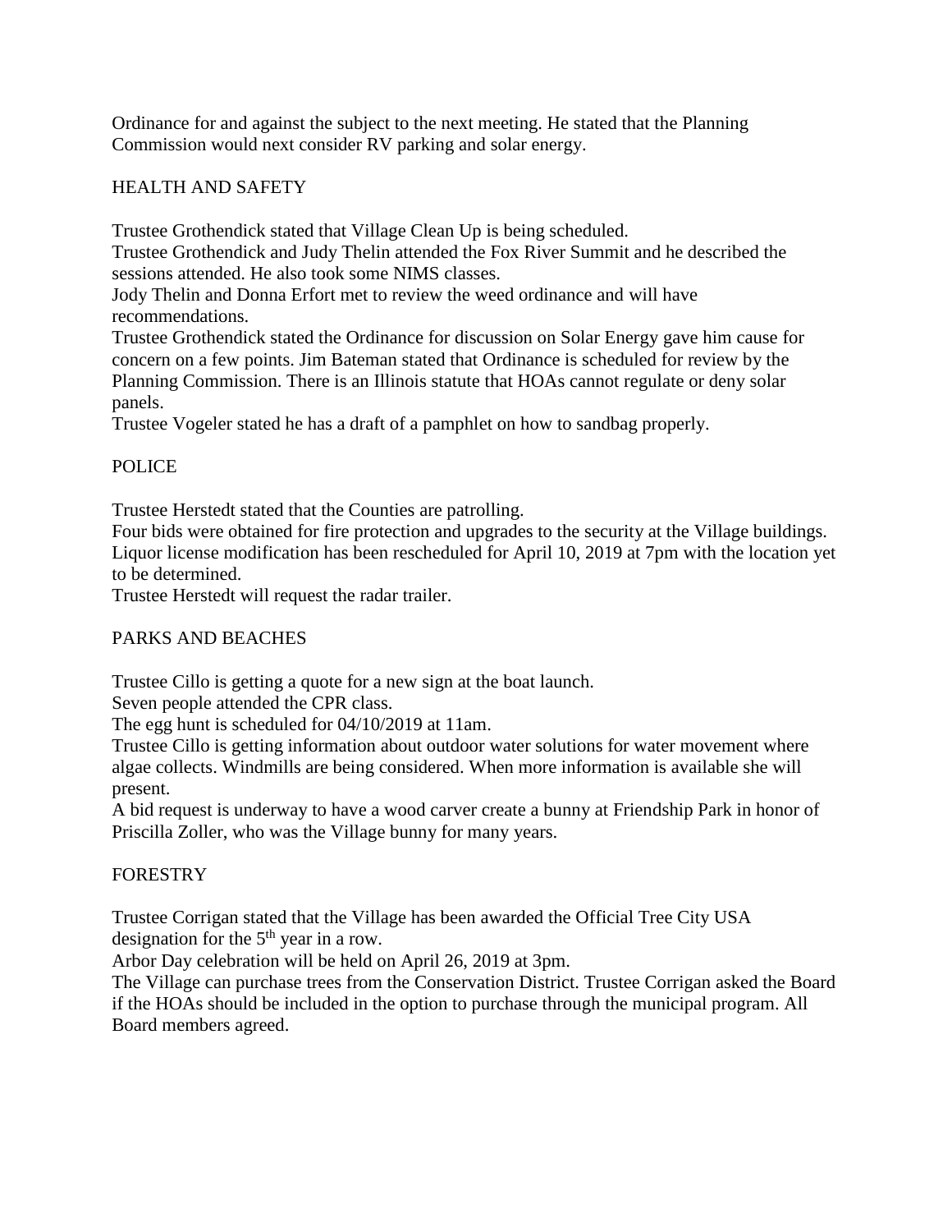Ordinance for and against the subject to the next meeting. He stated that the Planning Commission would next consider RV parking and solar energy.

## HEALTH AND SAFETY

Trustee Grothendick stated that Village Clean Up is being scheduled.
Trustee Grothendick and Judy Thelin attended the Fox River Summit and he described the sessions attended. He also took some NIMS classes.
Jody Thelin and Donna Erfort met to review the weed ordinance and will have recommendations.
Trustee Grothendick stated the Ordinance for discussion on Solar Energy gave him cause for concern on a few points. Jim Bateman stated that Ordinance is scheduled for review by the Planning Commission. There is an Illinois statute that HOAs cannot regulate or deny solar panels.
Trustee Vogeler stated he has a draft of a pamphlet on how to sandbag properly.

## POLICE

Trustee Herstedt stated that the Counties are patrolling.
Four bids were obtained for fire protection and upgrades to the security at the Village buildings.
Liquor license modification has been rescheduled for April 10, 2019 at 7pm with the location yet to be determined.
Trustee Herstedt will request the radar trailer.

## PARKS AND BEACHES

Trustee Cillo is getting a quote for a new sign at the boat launch.
Seven people attended the CPR class.
The egg hunt is scheduled for 04/10/2019 at 11am.
Trustee Cillo is getting information about outdoor water solutions for water movement where algae collects. Windmills are being considered. When more information is available she will present.
A bid request is underway to have a wood carver create a bunny at Friendship Park in honor of Priscilla Zoller, who was the Village bunny for many years.

## FORESTRY

Trustee Corrigan stated that the Village has been awarded the Official Tree City USA designation for the 5th year in a row.
Arbor Day celebration will be held on April 26, 2019 at 3pm.
The Village can purchase trees from the Conservation District. Trustee Corrigan asked the Board if the HOAs should be included in the option to purchase through the municipal program. All Board members agreed.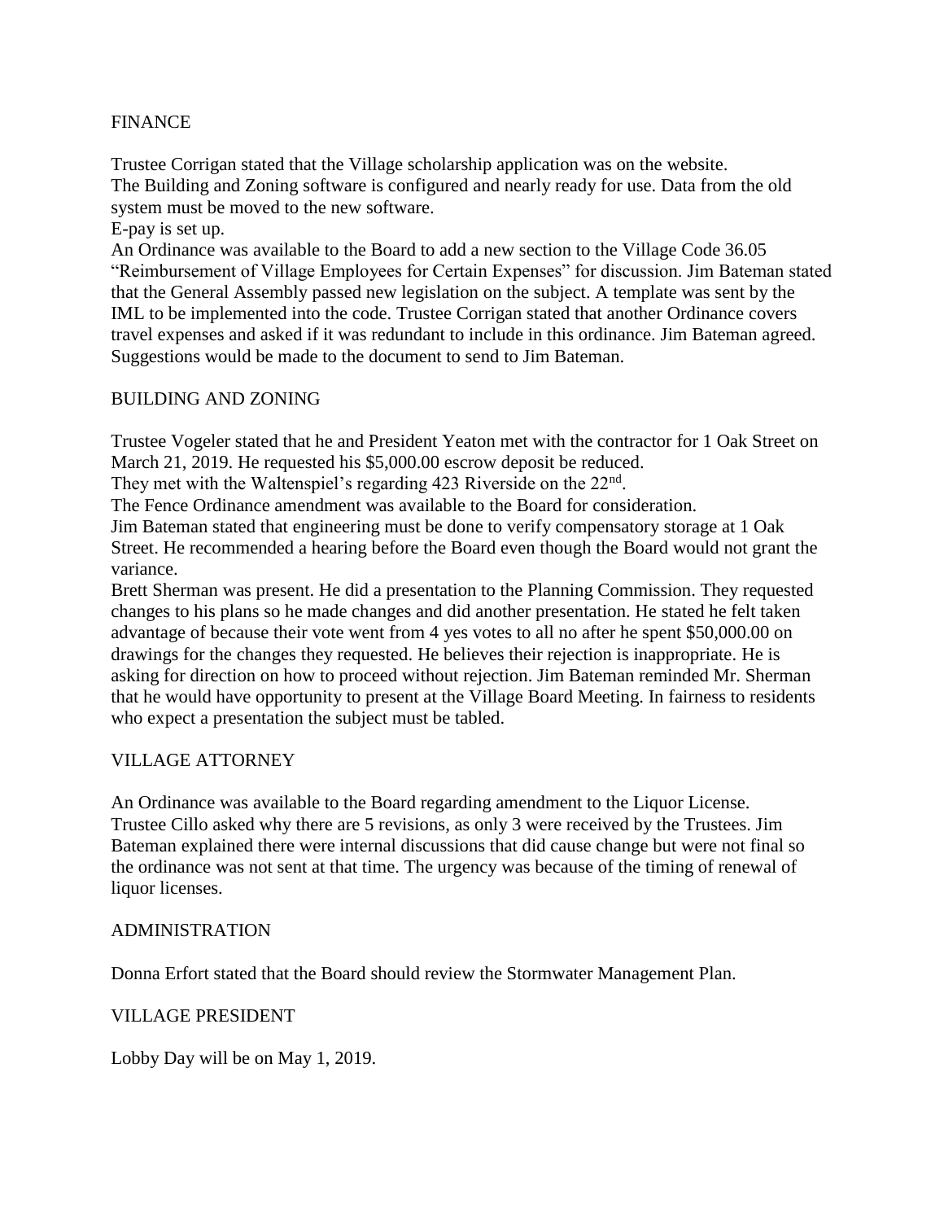## FINANCE

Trustee Corrigan stated that the Village scholarship application was on the website.
The Building and Zoning software is configured and nearly ready for use. Data from the old system must be moved to the new software.
E-pay is set up.
An Ordinance was available to the Board to add a new section to the Village Code 36.05 "Reimbursement of Village Employees for Certain Expenses" for discussion. Jim Bateman stated that the General Assembly passed new legislation on the subject. A template was sent by the IML to be implemented into the code. Trustee Corrigan stated that another Ordinance covers travel expenses and asked if it was redundant to include in this ordinance. Jim Bateman agreed. Suggestions would be made to the document to send to Jim Bateman.

## BUILDING AND ZONING

Trustee Vogeler stated that he and President Yeaton met with the contractor for 1 Oak Street on March 21, 2019. He requested his $5,000.00 escrow deposit be reduced.
They met with the Waltenspiel's regarding 423 Riverside on the 22nd.
The Fence Ordinance amendment was available to the Board for consideration.
Jim Bateman stated that engineering must be done to verify compensatory storage at 1 Oak Street. He recommended a hearing before the Board even though the Board would not grant the variance.
Brett Sherman was present. He did a presentation to the Planning Commission. They requested changes to his plans so he made changes and did another presentation. He stated he felt taken advantage of because their vote went from 4 yes votes to all no after he spent $50,000.00 on drawings for the changes they requested. He believes their rejection is inappropriate. He is asking for direction on how to proceed without rejection. Jim Bateman reminded Mr. Sherman that he would have opportunity to present at the Village Board Meeting. In fairness to residents who expect a presentation the subject must be tabled.

## VILLAGE ATTORNEY

An Ordinance was available to the Board regarding amendment to the Liquor License. Trustee Cillo asked why there are 5 revisions, as only 3 were received by the Trustees. Jim Bateman explained there were internal discussions that did cause change but were not final so the ordinance was not sent at that time. The urgency was because of the timing of renewal of liquor licenses.

## ADMINISTRATION

Donna Erfort stated that the Board should review the Stormwater Management Plan.

## VILLAGE PRESIDENT

Lobby Day will be on May 1, 2019.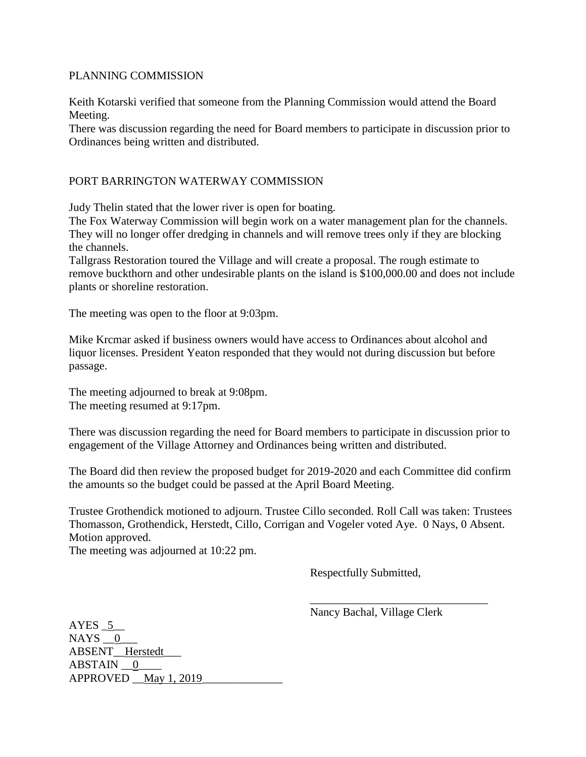PLANNING COMMISSION

Keith Kotarski verified that someone from the Planning Commission would attend the Board Meeting.
There was discussion regarding the need for Board members to participate in discussion prior to Ordinances being written and distributed.

PORT BARRINGTON WATERWAY COMMISSION

Judy Thelin stated that the lower river is open for boating.
The Fox Waterway Commission will begin work on a water management plan for the channels. They will no longer offer dredging in channels and will remove trees only if they are blocking the channels.
Tallgrass Restoration toured the Village and will create a proposal. The rough estimate to remove buckthorn and other undesirable plants on the island is $100,000.00 and does not include plants or shoreline restoration.

The meeting was open to the floor at 9:03pm.

Mike Krcmar asked if business owners would have access to Ordinances about alcohol and liquor licenses. President Yeaton responded that they would not during discussion but before passage.

The meeting adjourned to break at 9:08pm.
The meeting resumed at 9:17pm.

There was discussion regarding the need for Board members to participate in discussion prior to engagement of the Village Attorney and Ordinances being written and distributed.

The Board did then review the proposed budget for 2019-2020 and each Committee did confirm the amounts so the budget could be passed at the April Board Meeting.

Trustee Grothendick motioned to adjourn. Trustee Cillo seconded. Roll Call was taken: Trustees Thomasson, Grothendick, Herstedt, Cillo, Corrigan and Vogeler voted Aye. 0 Nays, 0 Absent. Motion approved.
The meeting was adjourned at 10:22 pm.

Respectfully Submitted,

\_\_\_\_\_\_\_\_\_\_\_\_\_\_\_\_\_\_\_\_\_\_\_\_\_\_\_\_\_\_\_
Nancy Bachal, Village Clerk

AYES _5__
NAYS __0___
ABSENT__Herstedt___
ABSTAIN __0____
APPROVED __May 1, 2019______________